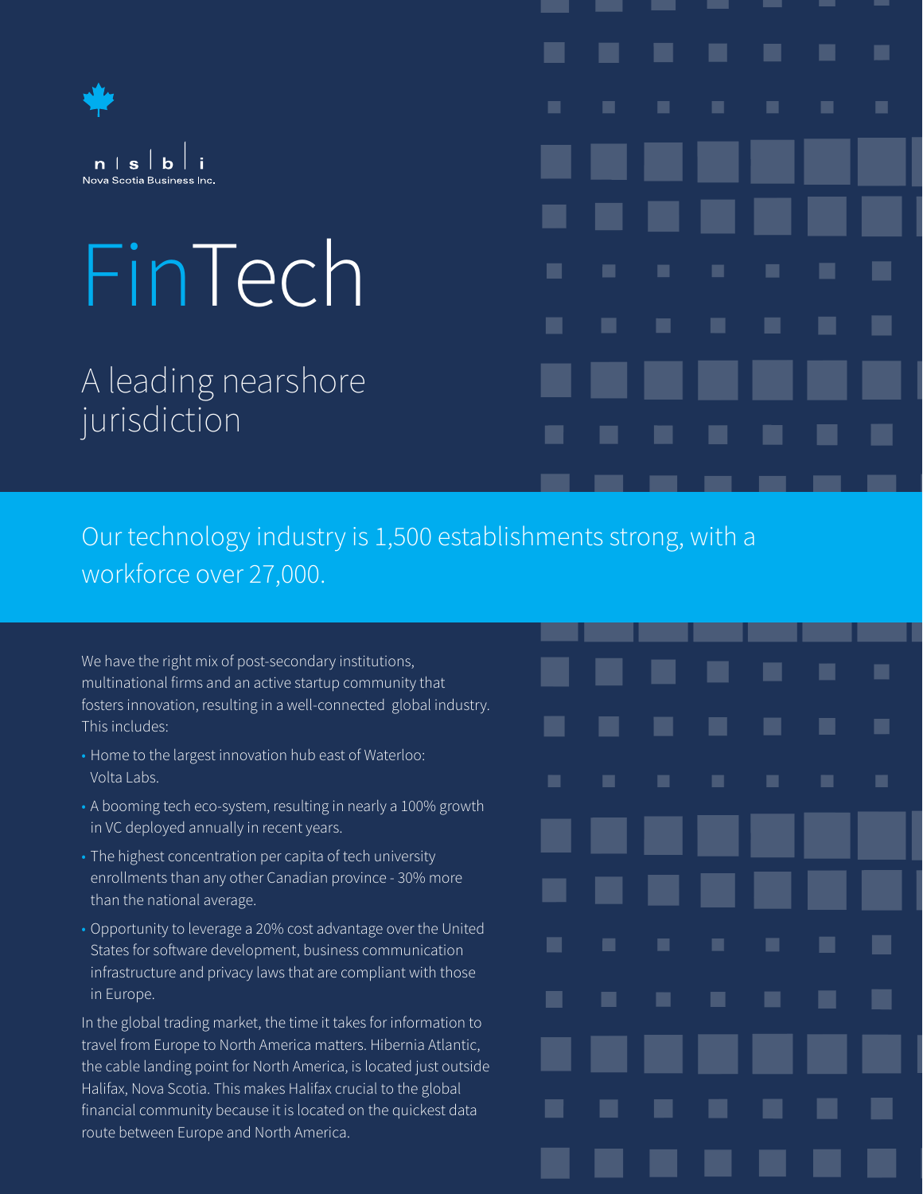n | s | b | i
Nova Scotia Business Inc.

# FinTech

## A leading nearshore jurisdiction

Our technology industry is 1,500 establishments strong, with a workforce over 27,000.

We have the right mix of post-secondary institutions, multinational firms and an active startup community that fosters innovation, resulting in a well-connected global industry. This includes:

- Home to the largest innovation hub east of Waterloo: Volta Labs.
- A booming tech eco-system, resulting in nearly a 100% growth in VC deployed annually in recent years.
- The highest concentration per capita of tech university enrollments than any other Canadian province - 30% more than the national average.
- Opportunity to leverage a 20% cost advantage over the United States for software development, business communication infrastructure and privacy laws that are compliant with those in Europe.

In the global trading market, the time it takes for information to travel from Europe to North America matters. Hibernia Atlantic, the cable landing point for North America, is located just outside Halifax, Nova Scotia. This makes Halifax crucial to the global financial community because it is located on the quickest data route between Europe and North America.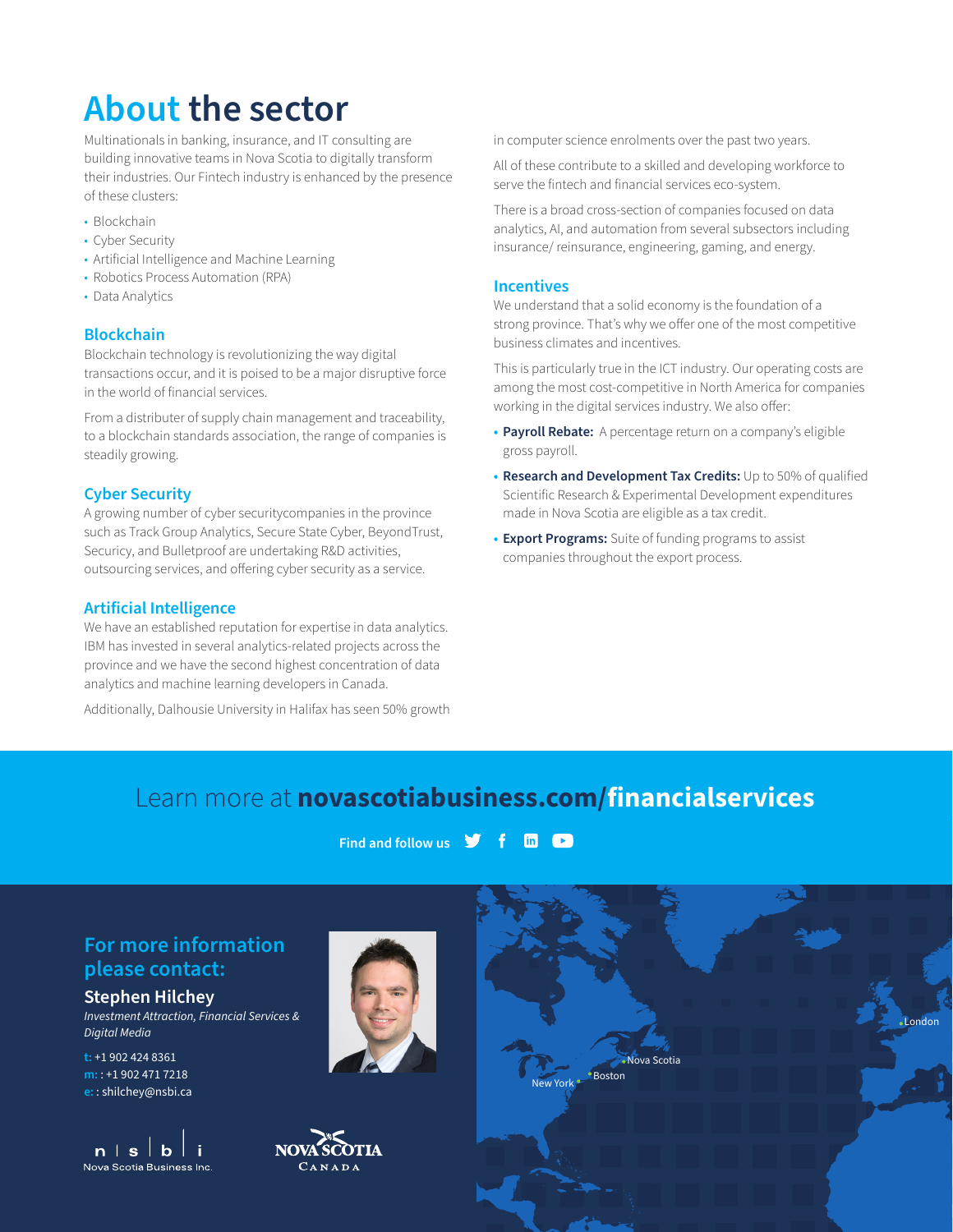# About the sector

Multinationals in banking, insurance, and IT consulting are building innovative teams in Nova Scotia to digitally transform their industries. Our Fintech industry is enhanced by the presence of these clusters:

- Blockchain
- Cyber Security
- Artificial Intelligence and Machine Learning
- Robotics Process Automation (RPA)
- Data Analytics

## Blockchain

Blockchain technology is revolutionizing the way digital transactions occur, and it is poised to be a major disruptive force in the world of financial services.

From a distributer of supply chain management and traceability, to a blockchain standards association, the range of companies is steadily growing.

## Cyber Security

A growing number of cyber securitycompanies in the province such as Track Group Analytics, Secure State Cyber, BeyondTrust, Securicy, and Bulletproof are undertaking R&D activities, outsourcing services, and offering cyber security as a service.

## Artificial Intelligence

We have an established reputation for expertise in data analytics. IBM has invested in several analytics-related projects across the province and we have the second highest concentration of data analytics and machine learning developers in Canada.

Additionally, Dalhousie University in Halifax has seen 50% growth in computer science enrolments over the past two years.

All of these contribute to a skilled and developing workforce to serve the fintech and financial services eco-system.

There is a broad cross-section of companies focused on data analytics, AI, and automation from several subsectors including insurance/ reinsurance, engineering, gaming, and energy.

## Incentives

We understand that a solid economy is the foundation of a strong province. That's why we offer one of the most competitive business climates and incentives.

This is particularly true in the ICT industry. Our operating costs are among the most cost-competitive in North America for companies working in the digital services industry. We also offer:

- **Payroll Rebate:** A percentage return on a company's eligible gross payroll.
- **Research and Development Tax Credits:** Up to 50% of qualified Scientific Research & Experimental Development expenditures made in Nova Scotia are eligible as a tax credit.
- **Export Programs:** Suite of funding programs to assist companies throughout the export process.

Learn more at **novascotiabusiness.com/financialservices**

**Find and follow us**

## For more information please contact:

**Stephen Hilchey**
*Investment Attraction, Financial Services & Digital Media*

t: +1 902 424 8361
m: : +1 902 471 7218
e: : shilchey@nsbi.ca

n | s | b | i
Nova Scotia Business Inc.

NOVA SCOTIA
CANADA

London
Nova Scotia
Boston
New York